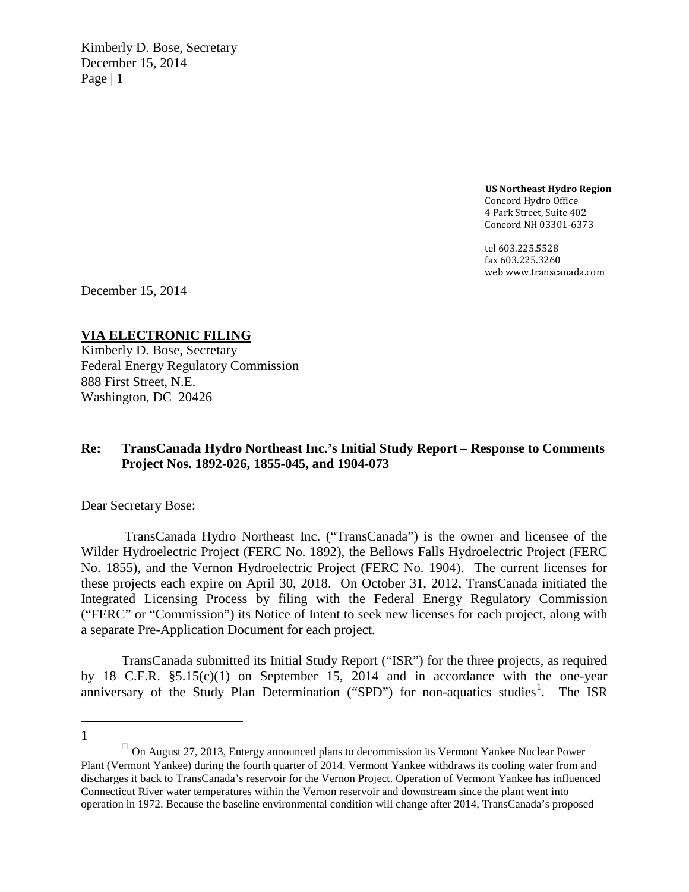**US Northeast Hydro Region**
Concord Hydro Office
4 Park Street, Suite 402
Concord NH 03301-6373

tel 603.225.5528
fax 603.225.3260
web www.transcanada.com

December 15, 2014

**VIA ELECTRONIC FILING**
Kimberly D. Bose, Secretary
Federal Energy Regulatory Commission
888 First Street, N.E.
Washington, DC 20426

**Re: TransCanada Hydro Northeast Inc.'s Initial Study Report – Response to Comments Project Nos. 1892-026, 1855-045, and 1904-073**

Dear Secretary Bose:

TransCanada Hydro Northeast Inc. ("TransCanada") is the owner and licensee of the Wilder Hydroelectric Project (FERC No. 1892), the Bellows Falls Hydroelectric Project (FERC No. 1855), and the Vernon Hydroelectric Project (FERC No. 1904). The current licenses for these projects each expire on April 30, 2018. On October 31, 2012, TransCanada initiated the Integrated Licensing Process by filing with the Federal Energy Regulatory Commission ("FERC" or "Commission") its Notice of Intent to seek new licenses for each project, along with a separate Pre-Application Document for each project.

TransCanada submitted its Initial Study Report ("ISR") for the three projects, as required by 18 C.F.R. §5.15(c)(1) on September 15, 2014 and in accordance with the one-year anniversary of the Study Plan Determination ("SPD") for non-aquatics studies[1]. The ISR

---

[1] On August 27, 2013, Entergy announced plans to decommission its Vermont Yankee Nuclear Power Plant (Vermont Yankee) during the fourth quarter of 2014. Vermont Yankee withdraws its cooling water from and discharges it back to TransCanada's reservoir for the Vernon Project. Operation of Vermont Yankee has influenced Connecticut River water temperatures within the Vernon reservoir and downstream since the plant went into operation in 1972. Because the baseline environmental condition will change after 2014, TransCanada's proposed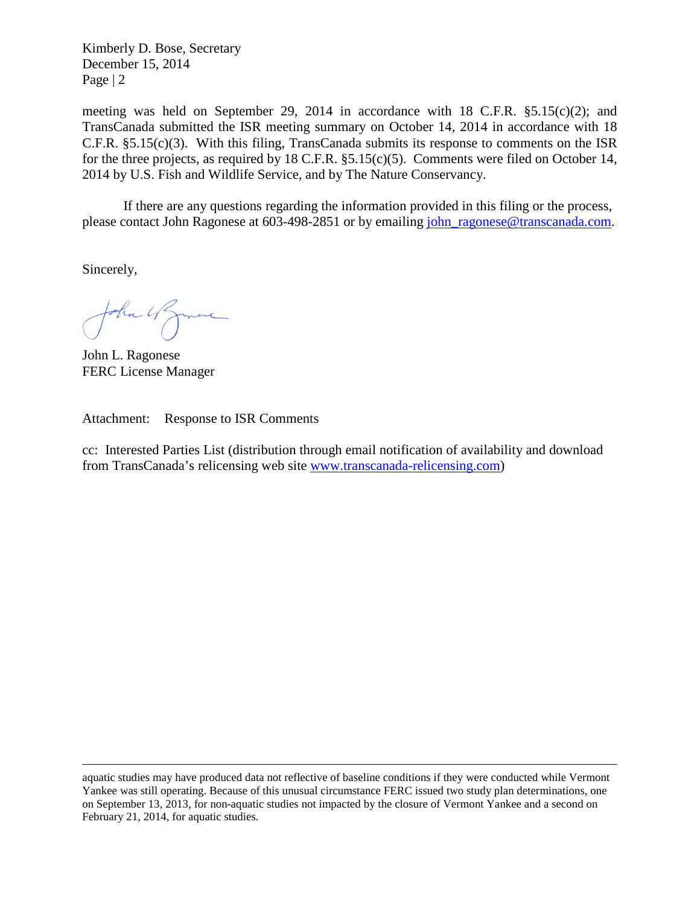meeting was held on September 29, 2014 in accordance with 18 C.F.R. §5.15(c)(2); and TransCanada submitted the ISR meeting summary on October 14, 2014 in accordance with 18 C.F.R. §5.15(c)(3). With this filing, TransCanada submits its response to comments on the ISR for the three projects, as required by 18 C.F.R. §5.15(c)(5). Comments were filed on October 14, 2014 by U.S. Fish and Wildlife Service, and by The Nature Conservancy.

If there are any questions regarding the information provided in this filing or the process, please contact John Ragonese at 603-498-2851 or by emailing john_ragonese@transcanada.com.

Sincerely,

John L. Ragonese
FERC License Manager

Attachment: Response to ISR Comments

cc: Interested Parties List (distribution through email notification of availability and download from TransCanada's relicensing web site www.transcanada-relicensing.com)

---

aquatic studies may have produced data not reflective of baseline conditions if they were conducted while Vermont Yankee was still operating. Because of this unusual circumstance FERC issued two study plan determinations, one on September 13, 2013, for non-aquatic studies not impacted by the closure of Vermont Yankee and a second on February 21, 2014, for aquatic studies.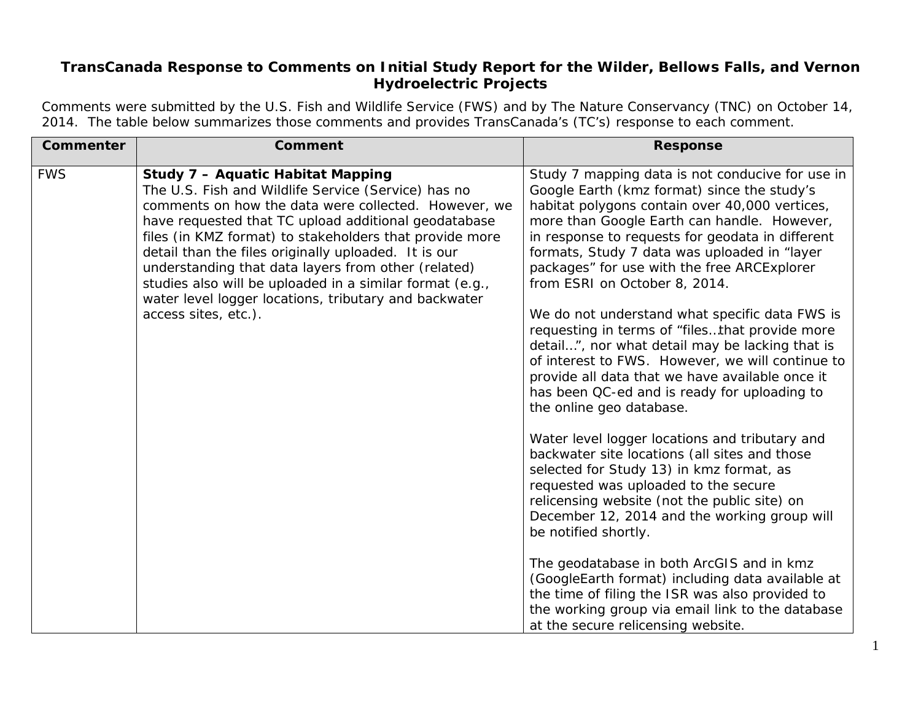# TransCanada Response to Comments on Initial Study Report for the Wilder, Bellows Falls, and Vernon Hydroelectric Projects

Comments were submitted by the U.S. Fish and Wildlife Service (FWS) and by The Nature Conservancy (TNC) on October 14, 2014. The table below summarizes those comments and provides TransCanada's (TC's) response to each comment.

| Commenter | Comment | Response |
|---|---|---|
| FWS | **Study 7 – Aquatic Habitat Mapping**<br>The U.S. Fish and Wildlife Service (Service) has no comments on how the data were collected. However, we have requested that TC upload additional geodatabase files (in KMZ format) to stakeholders that provide more detail than the files originally uploaded. It is our understanding that data layers from other (related) studies also will be uploaded in a similar format (e.g., water level logger locations, tributary and backwater access sites, etc.). | Study 7 mapping data is not conducive for use in Google Earth (kmz format) since the study's habitat polygons contain over 40,000 vertices, more than Google Earth can handle. However, in response to requests for geodata in different formats, Study 7 data was uploaded in "layer packages" for use with the free ARCExplorer from ESRI on October 8, 2014.<br><br>We do not understand what specific data FWS is requesting in terms of "files…that provide more detail…", nor what detail may be lacking that is of interest to FWS. However, we will continue to provide all data that we have available once it has been QC-ed and is ready for uploading to the online geo database.<br><br>Water level logger locations and tributary and backwater site locations (all sites and those selected for Study 13) in kmz format, as requested was uploaded to the secure relicensing website (not the public site) on December 12, 2014 and the working group will be notified shortly.<br><br>The geodatabase in both ArcGIS and in kmz (GoogleEarth format) including data available at the time of filing the ISR was also provided to the working group via email link to the database at the secure relicensing website. |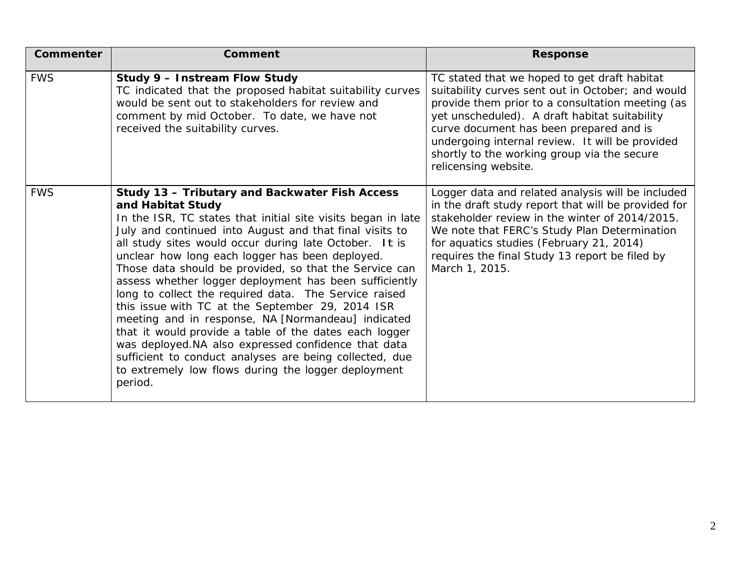| Commenter | Comment | Response |
|---|---|---|
| FWS | **Study 9 – Instream Flow Study** TC indicated that the proposed habitat suitability curves would be sent out to stakeholders for review and comment by mid October. To date, we have not received the suitability curves. | TC stated that we hoped to get draft habitat suitability curves sent out in October; and would provide them prior to a consultation meeting (as yet unscheduled). A draft habitat suitability curve document has been prepared and is undergoing internal review. It will be provided shortly to the working group via the secure relicensing website. |
| FWS | **Study 13 – Tributary and Backwater Fish Access and Habitat Study** In the ISR, TC states that initial site visits began in late July and continued into August and that final visits to all study sites would occur during late October. It is unclear how long each logger has been deployed. Those data should be provided, so that the Service can assess whether logger deployment has been sufficiently long to collect the required data. The Service raised this issue with TC at the September 29, 2014 ISR meeting and in response, NA [Normandeau] indicated that it would provide a table of the dates each logger was deployed.NA also expressed confidence that data sufficient to conduct analyses are being collected, due to extremely low flows during the logger deployment period. | Logger data and related analysis will be included in the draft study report that will be provided for stakeholder review in the winter of 2014/2015. We note that FERC's Study Plan Determination for aquatics studies (February 21, 2014) requires the final Study 13 report be filed by March 1, 2015. |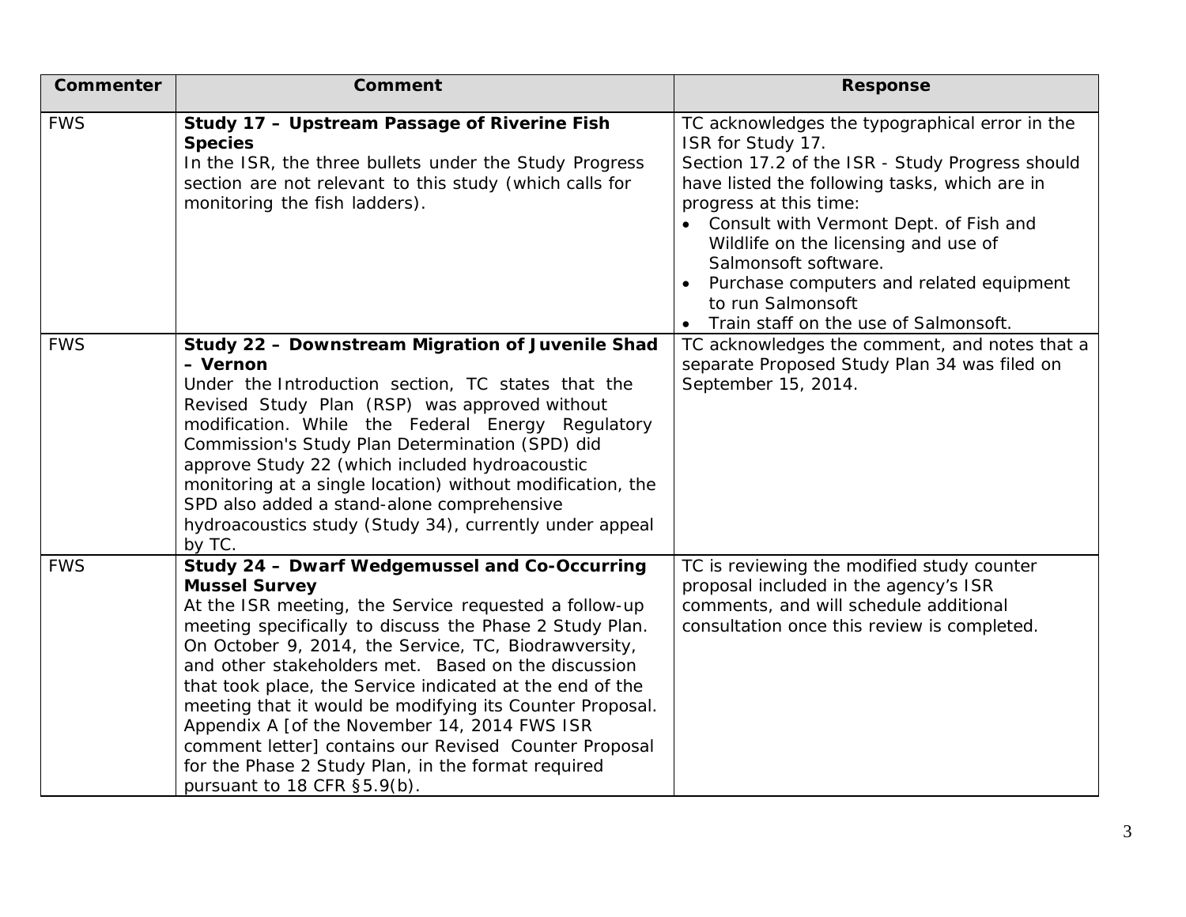| Commenter | Comment | Response |
| --- | --- | --- |
| FWS | **Study 17 – Upstream Passage of Riverine Fish Species**<br>In the ISR, the three bullets under the Study Progress section are not relevant to this study (which calls for monitoring the fish ladders). | TC acknowledges the typographical error in the ISR for Study 17.<br>Section 17.2 of the ISR - Study Progress should have listed the following tasks, which are in progress at this time:<br>• Consult with Vermont Dept. of Fish and Wildlife on the licensing and use of Salmonsoft software.<br>• Purchase computers and related equipment to run Salmonsoft<br>• Train staff on the use of Salmonsoft. |
| FWS | **Study 22 – Downstream Migration of Juvenile Shad – Vernon**<br>Under the Introduction section, TC states that the Revised Study Plan (RSP) was approved without modification. While the Federal Energy Regulatory Commission's Study Plan Determination (SPD) did approve Study 22 (which included hydroacoustic monitoring at a single location) without modification, the SPD also added a stand-alone comprehensive hydroacoustics study (Study 34), currently under appeal by TC. | TC acknowledges the comment, and notes that a separate Proposed Study Plan 34 was filed on September 15, 2014. |
| FWS | **Study 24 – Dwarf Wedgemussel and Co-Occurring Mussel Survey**<br>At the ISR meeting, the Service requested a follow-up meeting specifically to discuss the Phase 2 Study Plan. On October 9, 2014, the Service, TC, Biodrawversity, and other stakeholders met. Based on the discussion that took place, the Service indicated at the end of the meeting that it would be modifying its Counter Proposal. Appendix A [of the November 14, 2014 FWS ISR comment letter] contains our Revised Counter Proposal for the Phase 2 Study Plan, in the format required pursuant to 18 CFR §5.9(b). | TC is reviewing the modified study counter proposal included in the agency's ISR comments, and will schedule additional consultation once this review is completed. |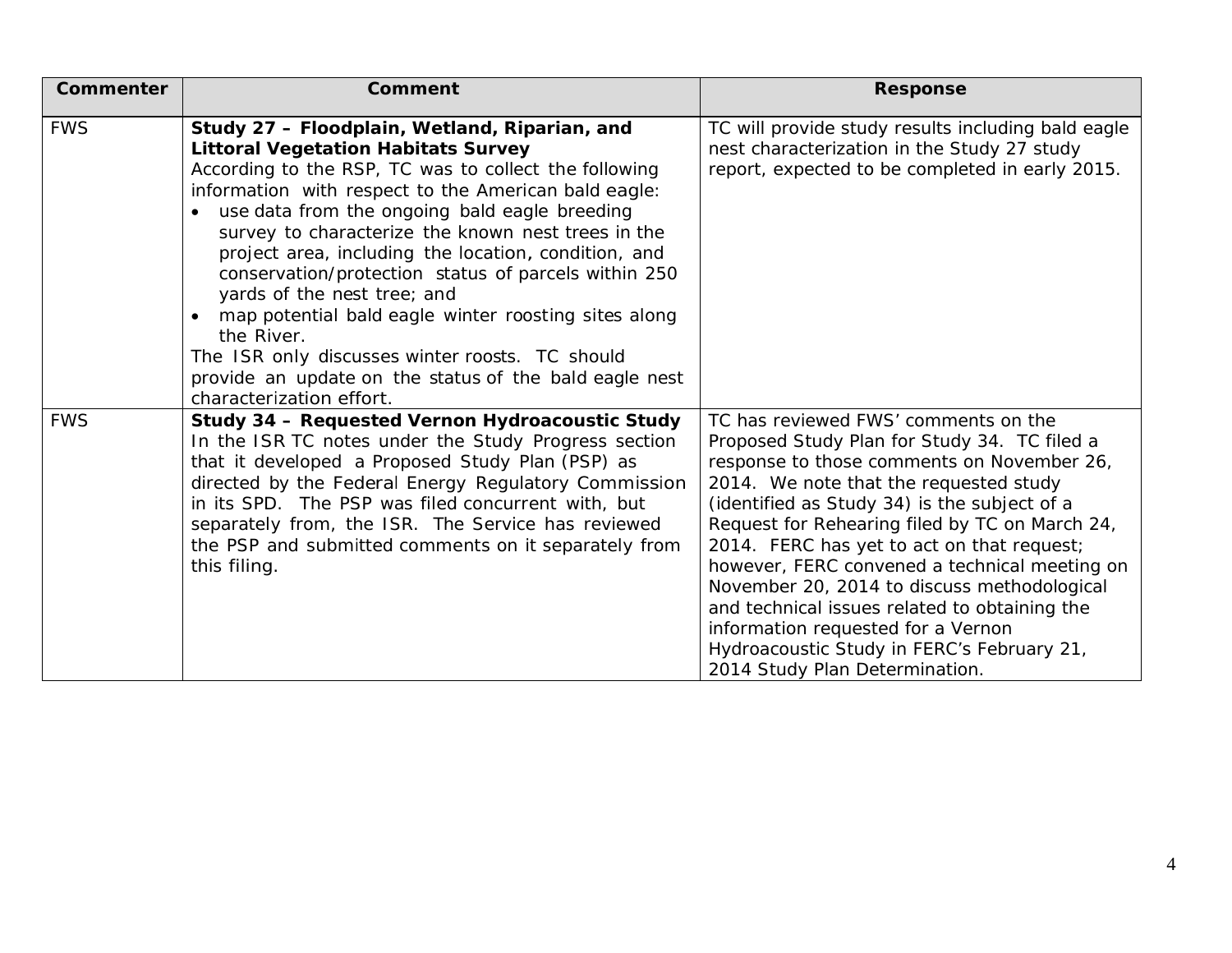| Commenter | Comment | Response |
|---|---|---|
| FWS | **Study 27 – Floodplain, Wetland, Riparian, and Littoral Vegetation Habitats Survey**<br>According to the RSP, TC was to collect the following information with respect to the American bald eagle:<br>• use data from the ongoing bald eagle breeding survey to characterize the known nest trees in the project area, including the location, condition, and conservation/protection status of parcels within 250 yards of the nest tree; and<br>• map potential bald eagle winter roosting sites along the River.<br>The ISR only discusses winter roosts. TC should provide an update on the status of the bald eagle nest characterization effort. | TC will provide study results including bald eagle nest characterization in the Study 27 study report, expected to be completed in early 2015. |
| FWS | **Study 34 – Requested Vernon Hydroacoustic Study**<br>In the ISR TC notes under the Study Progress section that it developed a Proposed Study Plan (PSP) as directed by the Federal Energy Regulatory Commission in its SPD. The PSP was filed concurrent with, but separately from, the ISR. The Service has reviewed the PSP and submitted comments on it separately from this filing. | TC has reviewed FWS' comments on the Proposed Study Plan for Study 34. TC filed a response to those comments on November 26, 2014. We note that the requested study (identified as Study 34) is the subject of a Request for Rehearing filed by TC on March 24, 2014. FERC has yet to act on that request; however, FERC convened a technical meeting on November 20, 2014 to discuss methodological and technical issues related to obtaining the information requested for a Vernon Hydroacoustic Study in FERC's February 21, 2014 Study Plan Determination. |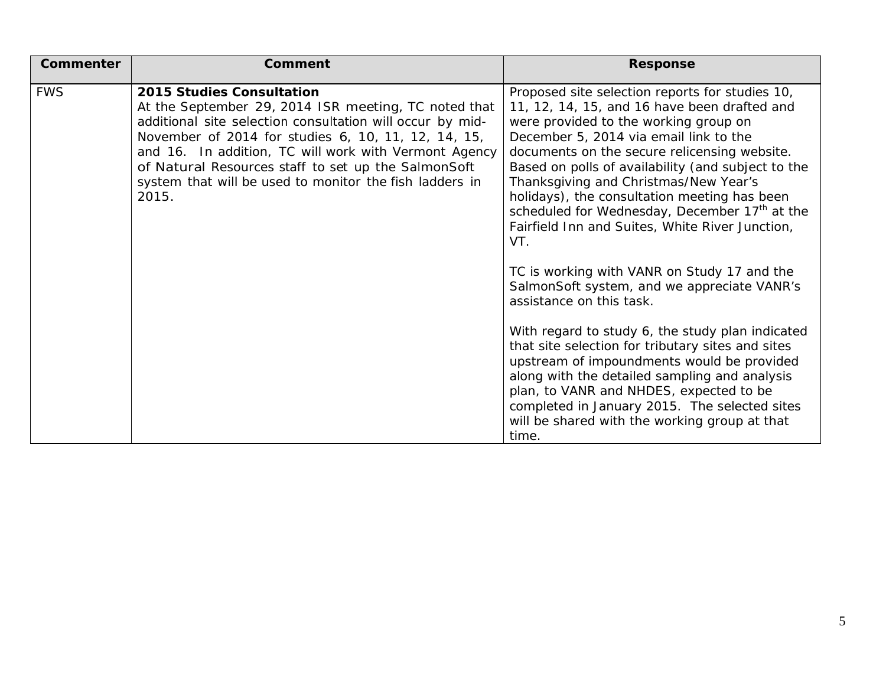| Commenter | Comment | Response |
|---|---|---|
| FWS | **2015 Studies Consultation** At the September 29, 2014 ISR meeting, TC noted that additional site selection consultation will occur by mid-November of 2014 for studies 6, 10, 11, 12, 14, 15, and 16. In addition, TC will work with Vermont Agency of Natural Resources staff to set up the SalmonSoft system that will be used to monitor the fish ladders in 2015. | Proposed site selection reports for studies 10, 11, 12, 14, 15, and 16 have been drafted and were provided to the working group on December 5, 2014 via email link to the documents on the secure relicensing website. Based on polls of availability (and subject to the Thanksgiving and Christmas/New Year's holidays), the consultation meeting has been scheduled for Wednesday, December 17th at the Fairfield Inn and Suites, White River Junction, VT.<br><br>TC is working with VANR on Study 17 and the SalmonSoft system, and we appreciate VANR's assistance on this task.<br><br>With regard to study 6, the study plan indicated that site selection for tributary sites and sites upstream of impoundments would be provided along with the detailed sampling and analysis plan, to VANR and NHDES, expected to be completed in January 2015. The selected sites will be shared with the working group at that time. |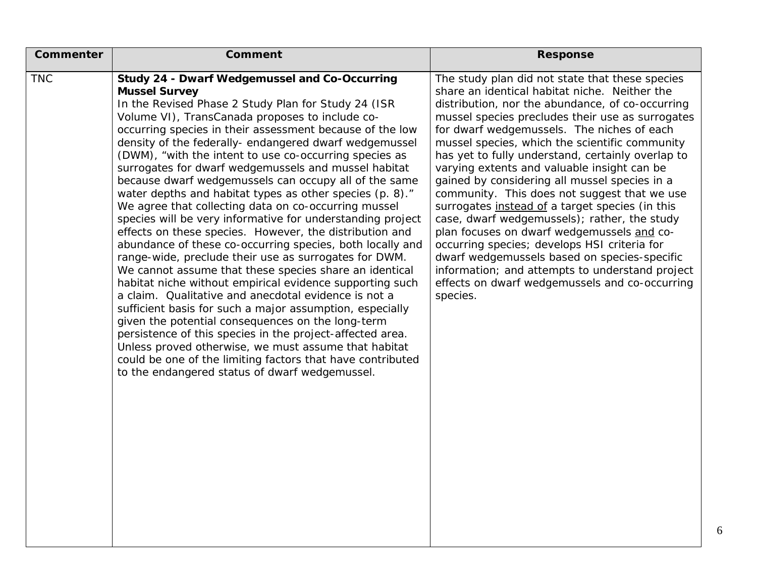| Commenter | Comment | Response |
|---|---|---|
| TNC | **Study 24 - Dwarf Wedgemussel and Co-Occurring Mussel Survey**<br>In the Revised Phase 2 Study Plan for Study 24 (ISR Volume VI), TransCanada proposes to include co-occurring species in their assessment because of the low density of the federally- endangered dwarf wedgemussel (DWM), "with the intent to use co-occurring species as surrogates for dwarf wedgemussels and mussel habitat because dwarf wedgemussels can occupy all of the same water depths and habitat types as other species (p. 8)." We agree that collecting data on co-occurring mussel species will be very informative for understanding project effects on these species. However, the distribution and abundance of these co-occurring species, both locally and range-wide, preclude their use as surrogates for DWM. We cannot assume that these species share an identical habitat niche without empirical evidence supporting such a claim. Qualitative and anecdotal evidence is not a sufficient basis for such a major assumption, especially given the potential consequences on the long-term persistence of this species in the project-affected area. Unless proved otherwise, we must assume that habitat could be one of the limiting factors that have contributed to the endangered status of dwarf wedgemussel. | The study plan did not state that these species share an identical habitat niche. Neither the distribution, nor the abundance, of co-occurring mussel species precludes their use as surrogates for dwarf wedgemussels. The niches of each mussel species, which the scientific community has yet to fully understand, certainly overlap to varying extents and valuable insight can be gained by considering all mussel species in a community. This does not suggest that we use surrogates <u>instead of</u> a target species (in this case, dwarf wedgemussels); rather, the study plan focuses on dwarf wedgemussels <u>and</u> co-occurring species; develops HSI criteria for dwarf wedgemussels based on species-specific information; and attempts to understand project effects on dwarf wedgemussels and co-occurring species. |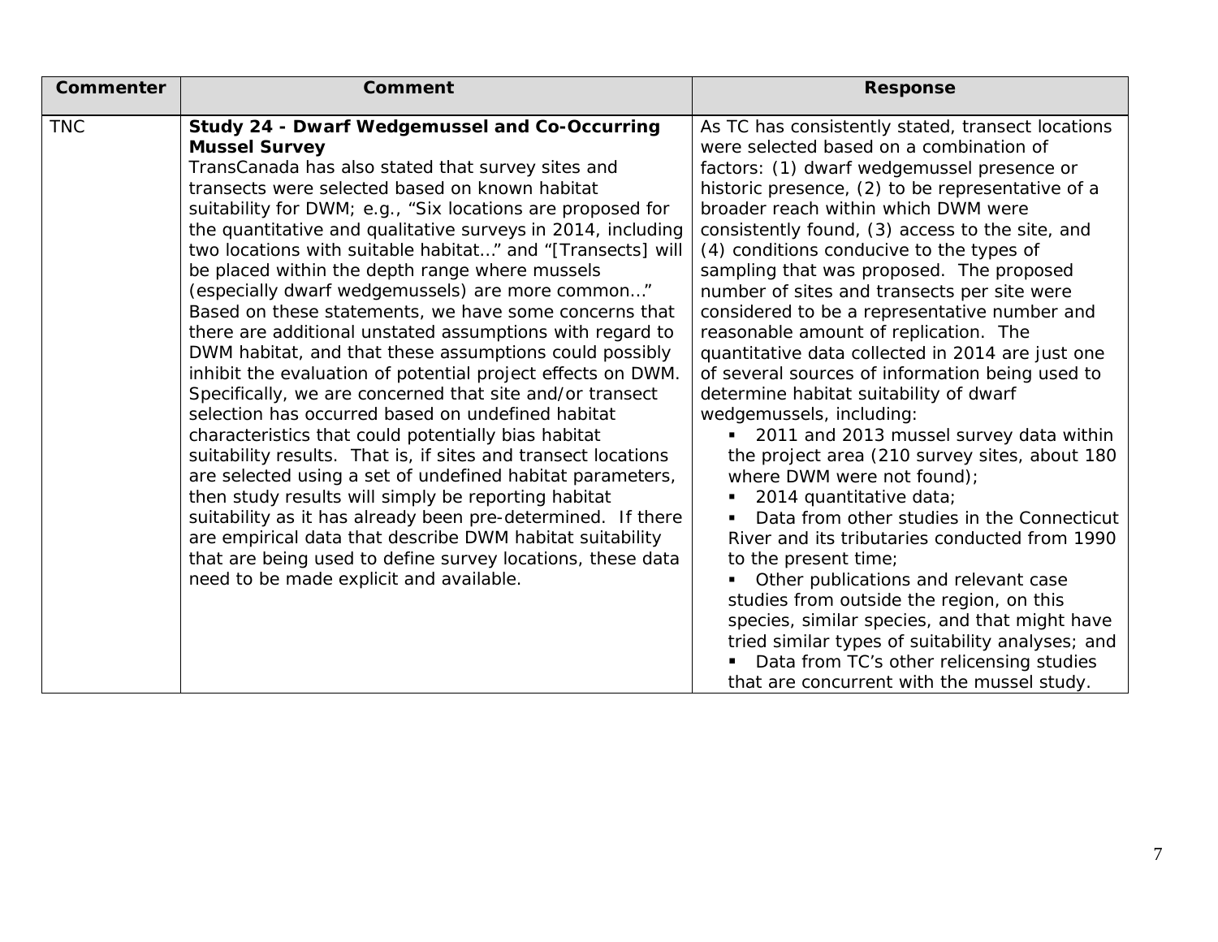| Commenter | Comment | Response |
|---|---|---|
| TNC | **Study 24 - Dwarf Wedgemussel and Co-Occurring Mussel Survey**<br>TransCanada has also stated that survey sites and transects were selected based on known habitat suitability for DWM; e.g., "Six locations are proposed for the quantitative and qualitative surveys in 2014, including two locations with suitable habitat…" and "[Transects] will be placed within the depth range where mussels (especially dwarf wedgemussels) are more common…" Based on these statements, we have some concerns that there are additional unstated assumptions with regard to DWM habitat, and that these assumptions could possibly inhibit the evaluation of potential project effects on DWM. Specifically, we are concerned that site and/or transect selection has occurred based on undefined habitat characteristics that could potentially bias habitat suitability results. That is, if sites and transect locations are selected using a set of undefined habitat parameters, then study results will simply be reporting habitat suitability as it has already been pre-determined. If there are empirical data that describe DWM habitat suitability that are being used to define survey locations, these data need to be made explicit and available. | As TC has consistently stated, transect locations were selected based on a combination of factors: (1) dwarf wedgemussel presence or historic presence, (2) to be representative of a broader reach within which DWM were consistently found, (3) access to the site, and (4) conditions conducive to the types of sampling that was proposed. The proposed number of sites and transects per site were considered to be a representative number and reasonable amount of replication. The quantitative data collected in 2014 are just one of several sources of information being used to determine habitat suitability of dwarf wedgemussels, including:<br>▪ 2011 and 2013 mussel survey data within the project area (210 survey sites, about 180 where DWM were not found);<br>▪ 2014 quantitative data;<br>▪ Data from other studies in the Connecticut River and its tributaries conducted from 1990 to the present time;<br>▪ Other publications and relevant case studies from outside the region, on this species, similar species, and that might have tried similar types of suitability analyses; and<br>▪ Data from TC's other relicensing studies that are concurrent with the mussel study. |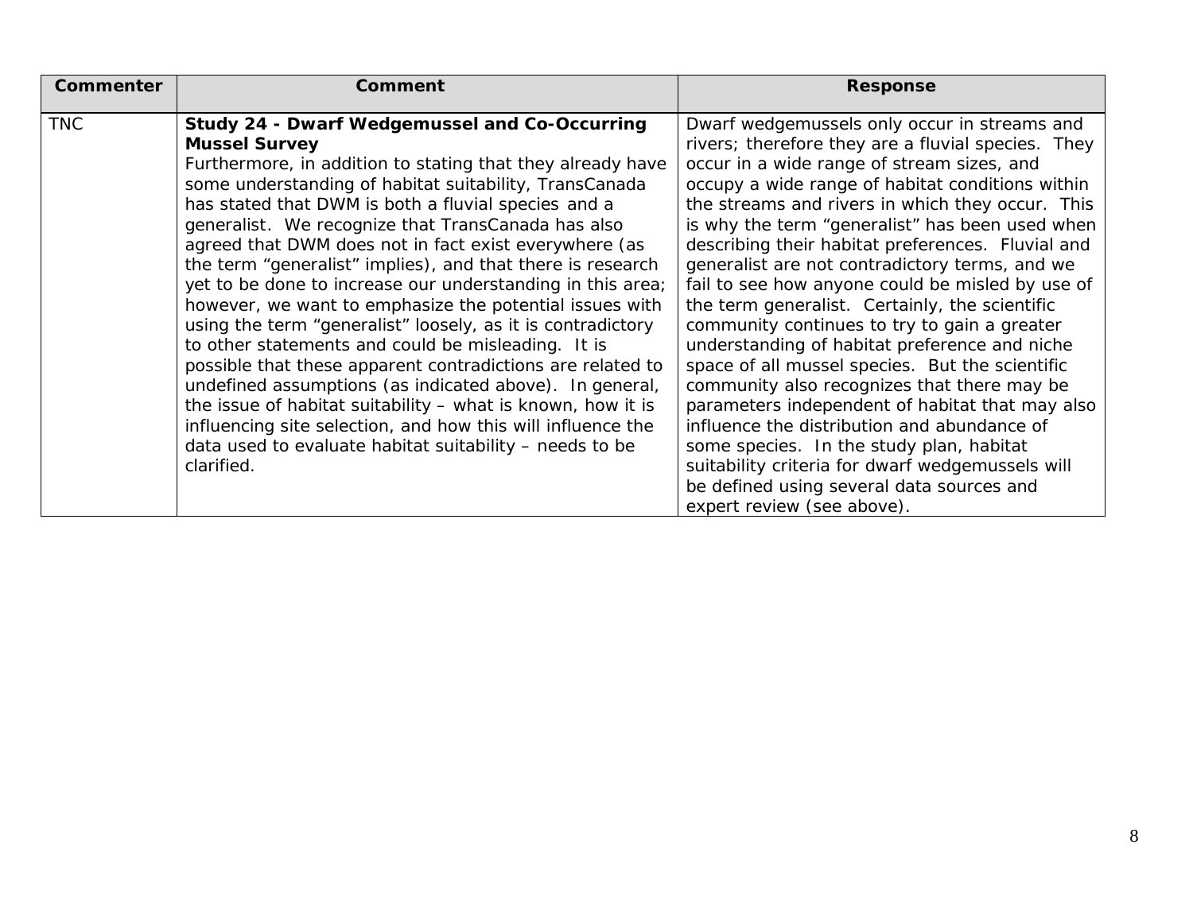| Commenter | Comment | Response |
|---|---|---|
| TNC | **Study 24 - Dwarf Wedgemussel and Co-Occurring Mussel Survey** Furthermore, in addition to stating that they already have some understanding of habitat suitability, TransCanada has stated that DWM is both a fluvial species and a generalist. We recognize that TransCanada has also agreed that DWM does not in fact exist everywhere (as the term "generalist" implies), and that there is research yet to be done to increase our understanding in this area; however, we want to emphasize the potential issues with using the term "generalist" loosely, as it is contradictory to other statements and could be misleading. It is possible that these apparent contradictions are related to undefined assumptions (as indicated above). In general, the issue of habitat suitability – what is known, how it is influencing site selection, and how this will influence the data used to evaluate habitat suitability – needs to be clarified. | Dwarf wedgemussels only occur in streams and rivers; therefore they are a fluvial species. They occur in a wide range of stream sizes, and occupy a wide range of habitat conditions within the streams and rivers in which they occur. This is why the term "generalist" has been used when describing their habitat preferences. Fluvial and generalist are not contradictory terms, and we fail to see how anyone could be misled by use of the term generalist. Certainly, the scientific community continues to try to gain a greater understanding of habitat preference and niche space of all mussel species. But the scientific community also recognizes that there may be parameters independent of habitat that may also influence the distribution and abundance of some species. In the study plan, habitat suitability criteria for dwarf wedgemussels will be defined using several data sources and expert review (see above). |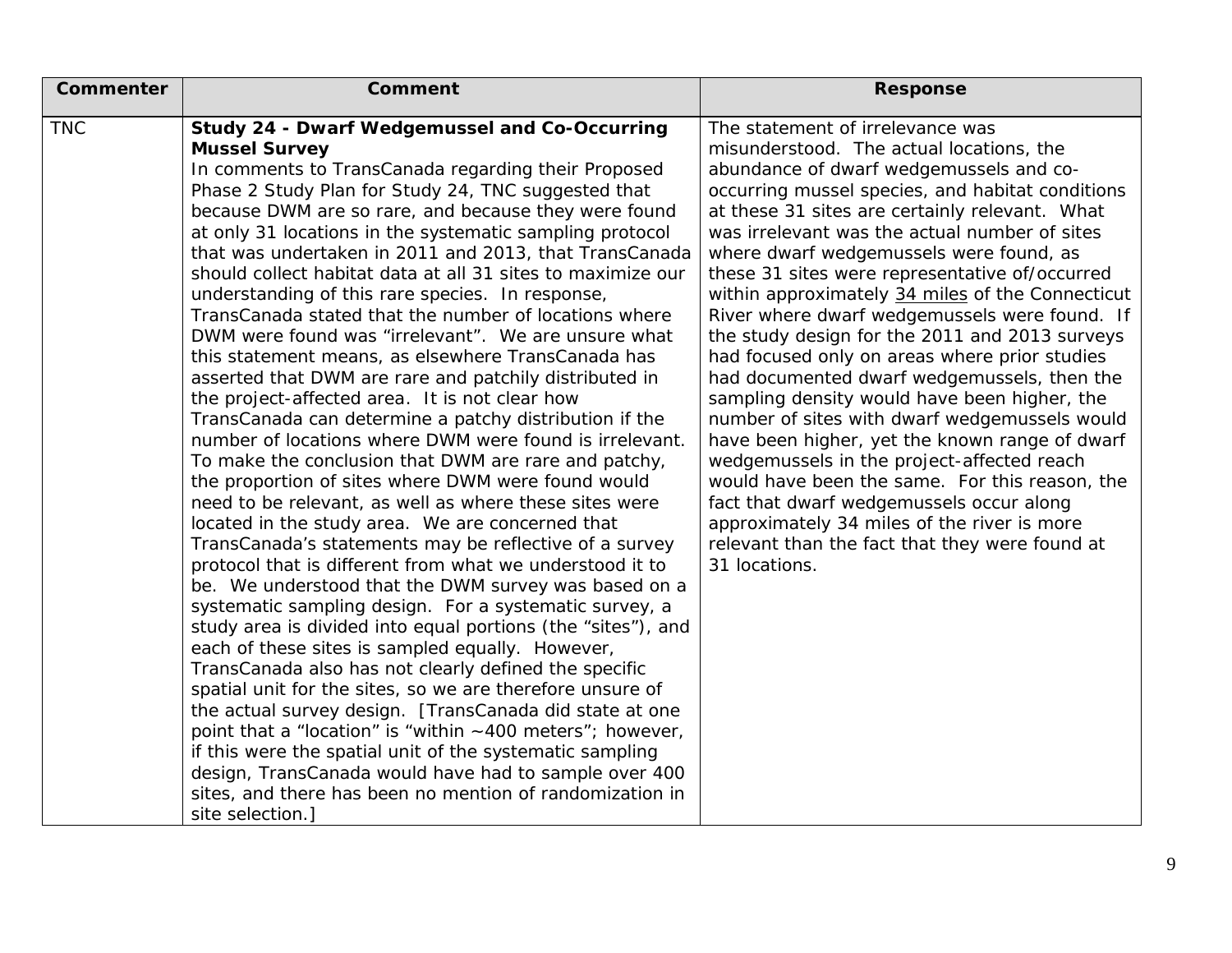| Commenter | Comment | Response |
| --- | --- | --- |
| TNC | **Study 24 - Dwarf Wedgemussel and Co-Occurring Mussel Survey**<br>In comments to TransCanada regarding their Proposed Phase 2 Study Plan for Study 24, TNC suggested that because DWM are so rare, and because they were found at only 31 locations in the systematic sampling protocol that was undertaken in 2011 and 2013, that TransCanada should collect habitat data at all 31 sites to maximize our understanding of this rare species. In response, TransCanada stated that the number of locations where DWM were found was "irrelevant". We are unsure what this statement means, as elsewhere TransCanada has asserted that DWM are rare and patchily distributed in the project-affected area. It is not clear how TransCanada can determine a patchy distribution if the number of locations where DWM were found is irrelevant. To make the conclusion that DWM are rare and patchy, the proportion of sites where DWM were found would need to be relevant, as well as where these sites were located in the study area. We are concerned that TransCanada's statements may be reflective of a survey protocol that is different from what we understood it to be. We understood that the DWM survey was based on a systematic sampling design. For a systematic survey, a study area is divided into equal portions (the "sites"), and each of these sites is sampled equally. However, TransCanada also has not clearly defined the specific spatial unit for the sites, so we are therefore unsure of the actual survey design. [TransCanada did state at one point that a "location" is "within ~400 meters"; however, if this were the spatial unit of the systematic sampling design, TransCanada would have had to sample over 400 sites, and there has been no mention of randomization in site selection.] | The statement of irrelevance was misunderstood. The actual locations, the abundance of dwarf wedgemussels and co-occurring mussel species, and habitat conditions at these 31 sites are certainly relevant. What was irrelevant was the actual number of sites where dwarf wedgemussels were found, as these 31 sites were representative of/occurred within approximately <u>34 miles</u> of the Connecticut River where dwarf wedgemussels were found. If the study design for the 2011 and 2013 surveys had focused only on areas where prior studies had documented dwarf wedgemussels, then the sampling density would have been higher, the number of sites with dwarf wedgemussels would have been higher, yet the known range of dwarf wedgemussels in the project-affected reach would have been the same. For this reason, the fact that dwarf wedgemussels occur along approximately 34 miles of the river is more relevant than the fact that they were found at 31 locations. |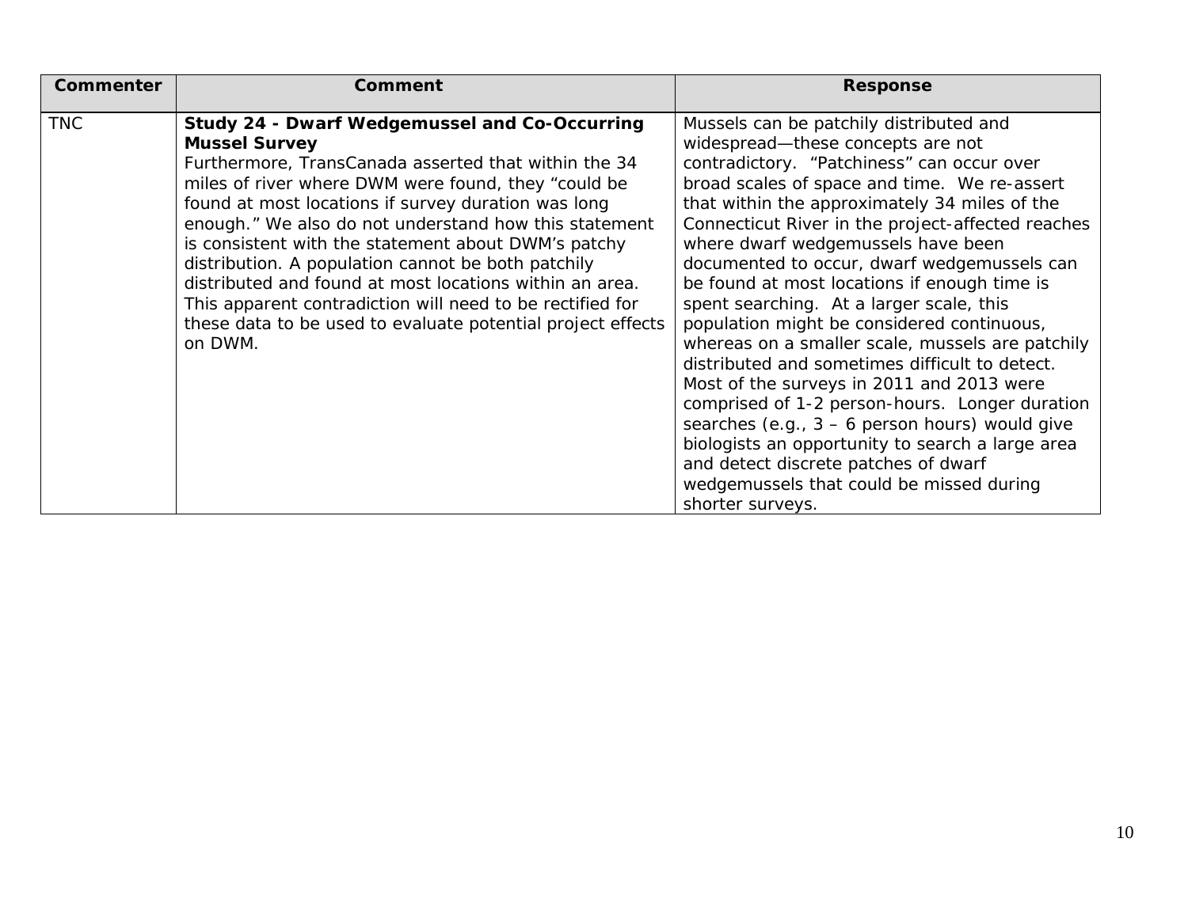| Commenter | Comment | Response |
| --- | --- | --- |
| TNC | **Study 24 - Dwarf Wedgemussel and Co-Occurring Mussel Survey** Furthermore, TransCanada asserted that within the 34 miles of river where DWM were found, they "could be found at most locations if survey duration was long enough." We also do not understand how this statement is consistent with the statement about DWM's patchy distribution. A population cannot be both patchily distributed and found at most locations within an area. This apparent contradiction will need to be rectified for these data to be used to evaluate potential project effects on DWM. | Mussels can be patchily distributed and widespread—these concepts are not contradictory. "Patchiness" can occur over broad scales of space and time. We re-assert that within the approximately 34 miles of the Connecticut River in the project-affected reaches where dwarf wedgemussels have been documented to occur, dwarf wedgemussels can be found at most locations if enough time is spent searching. At a larger scale, this population might be considered continuous, whereas on a smaller scale, mussels are patchily distributed and sometimes difficult to detect. Most of the surveys in 2011 and 2013 were comprised of 1-2 person-hours. Longer duration searches (e.g., 3 – 6 person hours) would give biologists an opportunity to search a large area and detect discrete patches of dwarf wedgemussels that could be missed during shorter surveys. |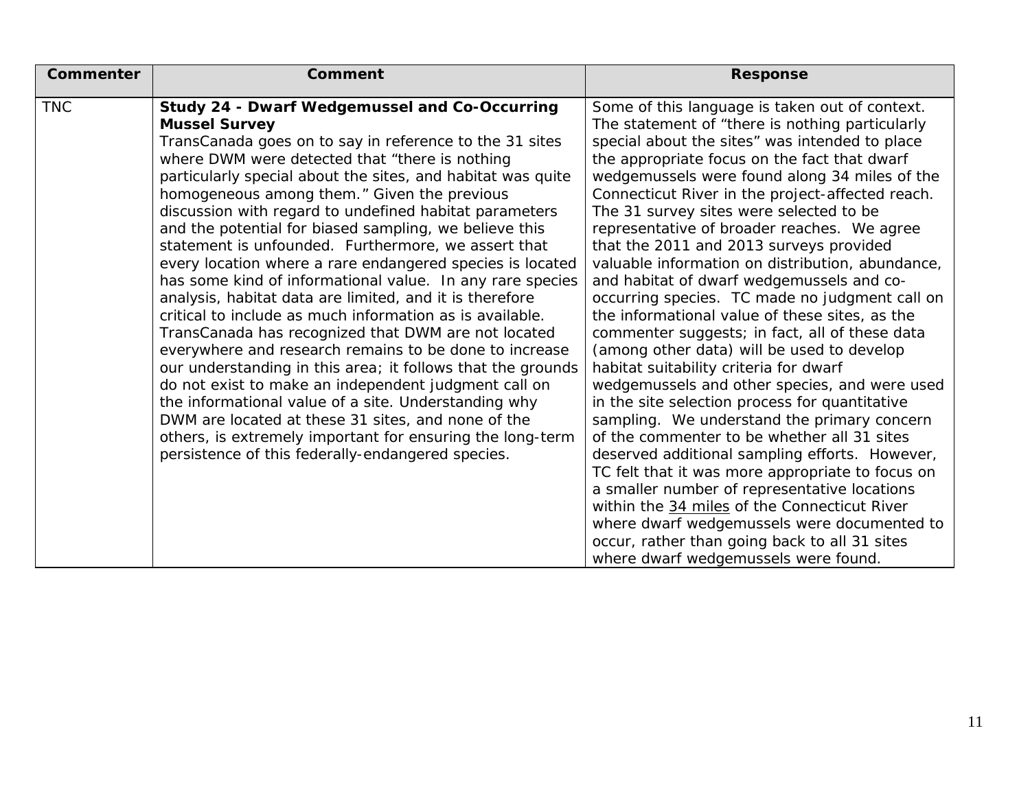| Commenter | Comment | Response |
|---|---|---|
| TNC | **Study 24 - Dwarf Wedgemussel and Co-Occurring Mussel Survey**<br>TransCanada goes on to say in reference to the 31 sites where DWM were detected that "there is nothing particularly special about the sites, and habitat was quite homogeneous among them." Given the previous discussion with regard to undefined habitat parameters and the potential for biased sampling, we believe this statement is unfounded. Furthermore, we assert that every location where a rare endangered species is located has some kind of informational value. In any rare species analysis, habitat data are limited, and it is therefore critical to include as much information as is available. TransCanada has recognized that DWM are not located everywhere and research remains to be done to increase our understanding in this area; it follows that the grounds do not exist to make an independent judgment call on the informational value of a site. Understanding why DWM are located at these 31 sites, and none of the others, is extremely important for ensuring the long-term persistence of this federally-endangered species. | Some of this language is taken out of context. The statement of "there is nothing particularly special about the sites" was intended to place the appropriate focus on the fact that dwarf wedgemussels were found along 34 miles of the Connecticut River in the project-affected reach. The 31 survey sites were selected to be representative of broader reaches. We agree that the 2011 and 2013 surveys provided valuable information on distribution, abundance, and habitat of dwarf wedgemussels and co-occurring species. TC made no judgment call on the informational value of these sites, as the commenter suggests; in fact, all of these data (among other data) will be used to develop habitat suitability criteria for dwarf wedgemussels and other species, and were used in the site selection process for quantitative sampling. We understand the primary concern of the commenter to be whether all 31 sites deserved additional sampling efforts. However, TC felt that it was more appropriate to focus on a smaller number of representative locations within the 34 miles of the Connecticut River where dwarf wedgemussels were documented to occur, rather than going back to all 31 sites where dwarf wedgemussels were found. |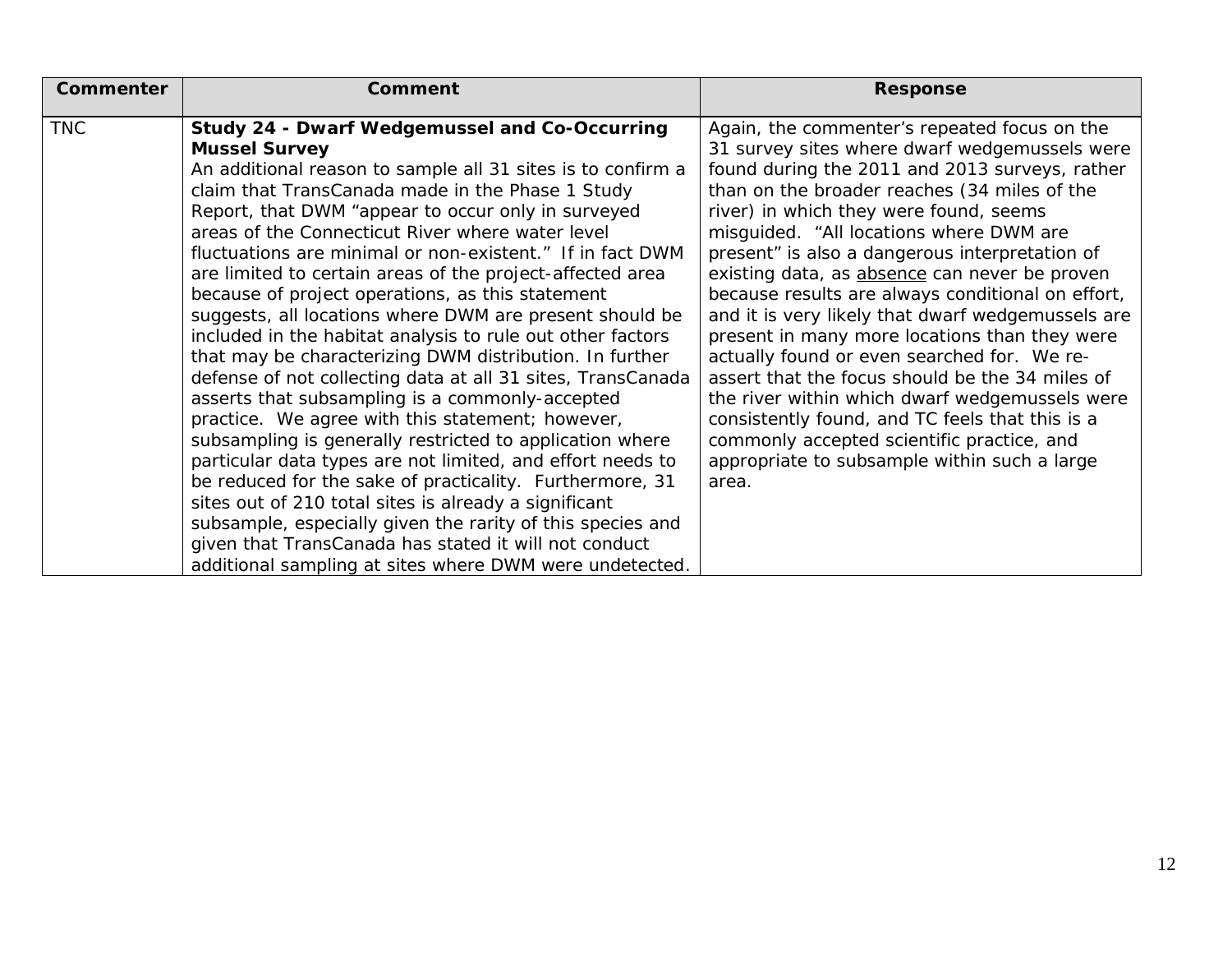| Commenter | Comment | Response |
| --- | --- | --- |
| TNC | **Study 24 - Dwarf Wedgemussel and Co-Occurring Mussel Survey**<br>An additional reason to sample all 31 sites is to confirm a claim that TransCanada made in the Phase 1 Study Report, that DWM "appear to occur only in surveyed areas of the Connecticut River where water level fluctuations are minimal or non-existent." If in fact DWM are limited to certain areas of the project-affected area because of project operations, as this statement suggests, all locations where DWM are present should be included in the habitat analysis to rule out other factors that may be characterizing DWM distribution. In further defense of not collecting data at all 31 sites, TransCanada asserts that subsampling is a commonly-accepted practice. We agree with this statement; however, subsampling is generally restricted to application where particular data types are not limited, and effort needs to be reduced for the sake of practicality. Furthermore, 31 sites out of 210 total sites is already a significant subsample, especially given the rarity of this species and given that TransCanada has stated it will not conduct additional sampling at sites where DWM were undetected. | Again, the commenter's repeated focus on the 31 survey sites where dwarf wedgemussels were found during the 2011 and 2013 surveys, rather than on the broader reaches (34 miles of the river) in which they were found, seems misguided. "All locations where DWM are present" is also a dangerous interpretation of existing data, as <u>absence</u> can never be proven because results are always conditional on effort, and it is very likely that dwarf wedgemussels are present in many more locations than they were actually found or even searched for. We re-assert that the focus should be the 34 miles of the river within which dwarf wedgemussels were consistently found, and TC feels that this is a commonly accepted scientific practice, and appropriate to subsample within such a large area. |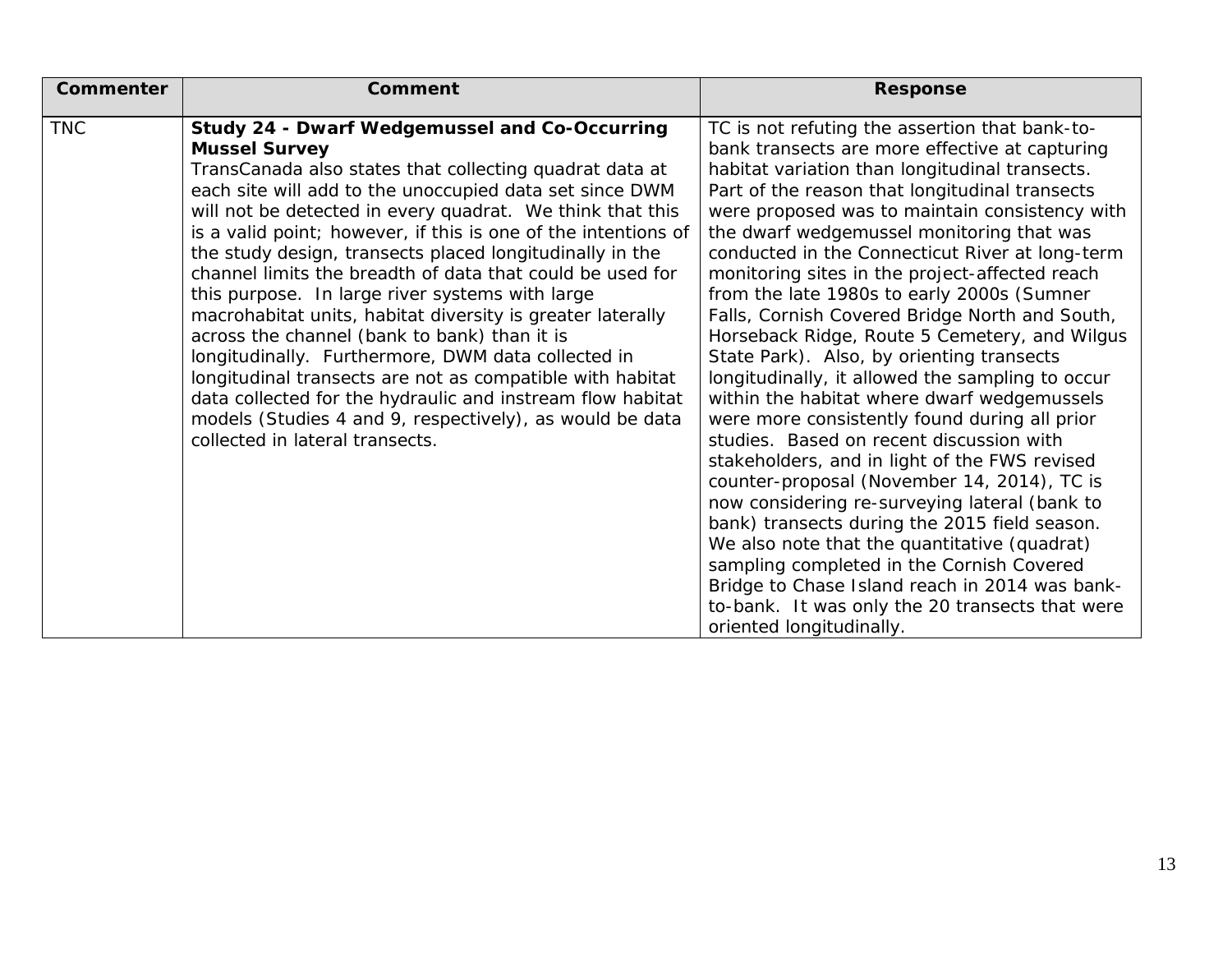| Commenter | Comment | Response |
| --- | --- | --- |
| TNC | **Study 24 - Dwarf Wedgemussel and Co-Occurring Mussel Survey**<br>TransCanada also states that collecting quadrat data at each site will add to the unoccupied data set since DWM will not be detected in every quadrat. We think that this is a valid point; however, if this is one of the intentions of the study design, transects placed longitudinally in the channel limits the breadth of data that could be used for this purpose. In large river systems with large macrohabitat units, habitat diversity is greater laterally across the channel (bank to bank) than it is longitudinally. Furthermore, DWM data collected in longitudinal transects are not as compatible with habitat data collected for the hydraulic and instream flow habitat models (Studies 4 and 9, respectively), as would be data collected in lateral transects. | TC is not refuting the assertion that bank-to-bank transects are more effective at capturing habitat variation than longitudinal transects. Part of the reason that longitudinal transects were proposed was to maintain consistency with the dwarf wedgemussel monitoring that was conducted in the Connecticut River at long-term monitoring sites in the project-affected reach from the late 1980s to early 2000s (Sumner Falls, Cornish Covered Bridge North and South, Horseback Ridge, Route 5 Cemetery, and Wilgus State Park). Also, by orienting transects longitudinally, it allowed the sampling to occur within the habitat where dwarf wedgemussels were more consistently found during all prior studies. Based on recent discussion with stakeholders, and in light of the FWS revised counter-proposal (November 14, 2014), TC is now considering re-surveying lateral (bank to bank) transects during the 2015 field season. We also note that the quantitative (quadrat) sampling completed in the Cornish Covered Bridge to Chase Island reach in 2014 was bank-to-bank. It was only the 20 transects that were oriented longitudinally. |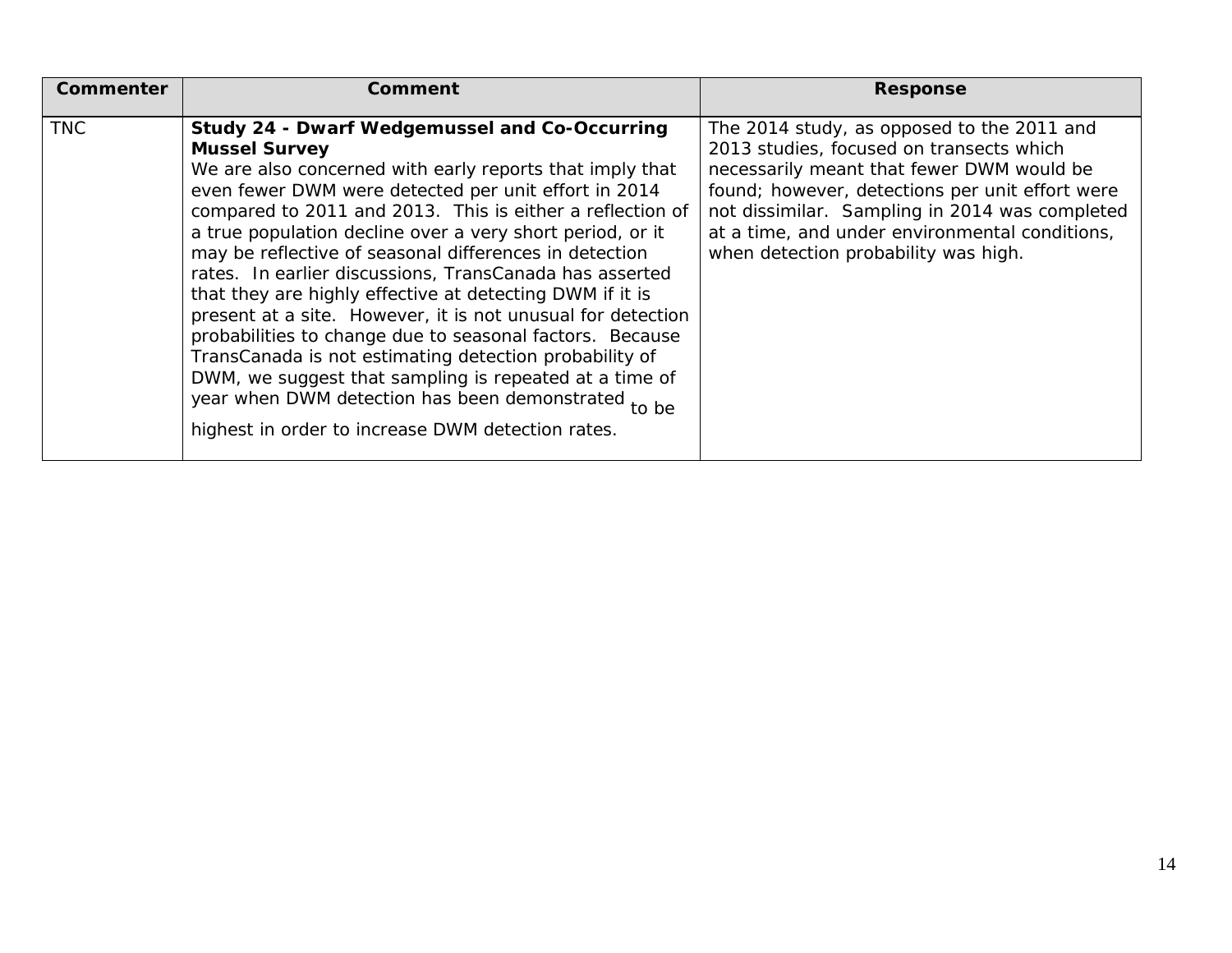| Commenter | Comment | Response |
| --- | --- | --- |
| TNC | **Study 24 - Dwarf Wedgemussel and Co-Occurring Mussel Survey**<br>We are also concerned with early reports that imply that even fewer DWM were detected per unit effort in 2014 compared to 2011 and 2013. This is either a reflection of a true population decline over a very short period, or it may be reflective of seasonal differences in detection rates. In earlier discussions, TransCanada has asserted that they are highly effective at detecting DWM if it is present at a site. However, it is not unusual for detection probabilities to change due to seasonal factors. Because TransCanada is not estimating detection probability of DWM, we suggest that sampling is repeated at a time of year when DWM detection has been demonstrated to be highest in order to increase DWM detection rates. | The 2014 study, as opposed to the 2011 and 2013 studies, focused on transects which necessarily meant that fewer DWM would be found; however, detections per unit effort were not dissimilar. Sampling in 2014 was completed at a time, and under environmental conditions, when detection probability was high. |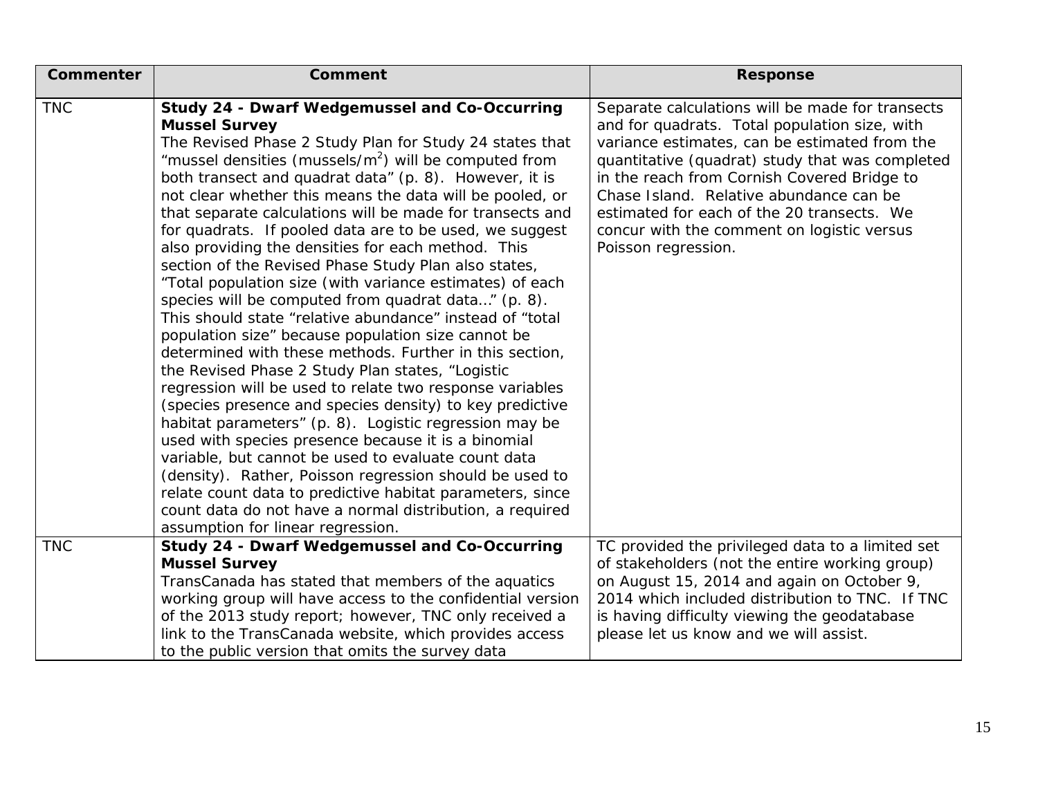| Commenter | Comment | Response |
| --- | --- | --- |
| TNC | **Study 24 - Dwarf Wedgemussel and Co-Occurring Mussel Survey** The Revised Phase 2 Study Plan for Study 24 states that "mussel densities (mussels/$m^2$) will be computed from both transect and quadrat data" (p. 8). However, it is not clear whether this means the data will be pooled, or that separate calculations will be made for transects and for quadrats. If pooled data are to be used, we suggest also providing the densities for each method. This section of the Revised Phase Study Plan also states, "Total population size (with variance estimates) of each species will be computed from quadrat data…" (p. 8). This should state "relative abundance" instead of "total population size" because population size cannot be determined with these methods. Further in this section, the Revised Phase 2 Study Plan states, "Logistic regression will be used to relate two response variables (species presence and species density) to key predictive habitat parameters" (p. 8). Logistic regression may be used with species presence because it is a binomial variable, but cannot be used to evaluate count data (density). Rather, Poisson regression should be used to relate count data to predictive habitat parameters, since count data do not have a normal distribution, a required assumption for linear regression. | Separate calculations will be made for transects and for quadrats. Total population size, with variance estimates, can be estimated from the quantitative (quadrat) study that was completed in the reach from Cornish Covered Bridge to Chase Island. Relative abundance can be estimated for each of the 20 transects. We concur with the comment on logistic versus Poisson regression. |
| TNC | **Study 24 - Dwarf Wedgemussel and Co-Occurring Mussel Survey** TransCanada has stated that members of the aquatics working group will have access to the confidential version of the 2013 study report; however, TNC only received a link to the TransCanada website, which provides access to the public version that omits the survey data | TC provided the privileged data to a limited set of stakeholders (not the entire working group) on August 15, 2014 and again on October 9, 2014 which included distribution to TNC. If TNC is having difficulty viewing the geodatabase please let us know and we will assist. |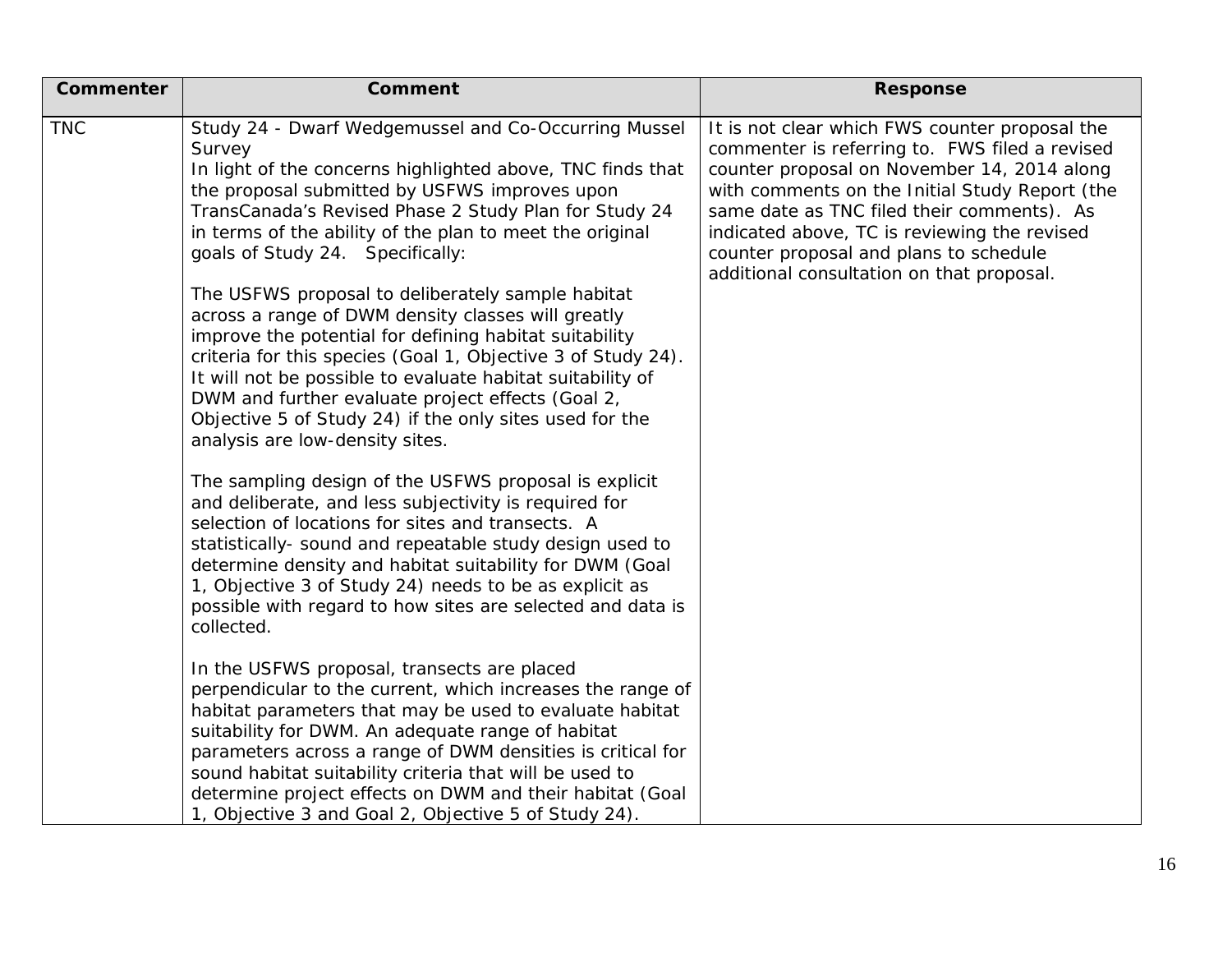| Commenter | Comment | Response |
|---|---|---|
| TNC | Study 24 - Dwarf Wedgemussel and Co-Occurring Mussel Survey<br>In light of the concerns highlighted above, TNC finds that the proposal submitted by USFWS improves upon TransCanada's Revised Phase 2 Study Plan for Study 24 in terms of the ability of the plan to meet the original goals of Study 24. Specifically:<br><br>The USFWS proposal to deliberately sample habitat across a range of DWM density classes will greatly improve the potential for defining habitat suitability criteria for this species (Goal 1, Objective 3 of Study 24). It will not be possible to evaluate habitat suitability of DWM and further evaluate project effects (Goal 2, Objective 5 of Study 24) if the only sites used for the analysis are low-density sites.<br><br>The sampling design of the USFWS proposal is explicit and deliberate, and less subjectivity is required for selection of locations for sites and transects. A statistically- sound and repeatable study design used to determine density and habitat suitability for DWM (Goal 1, Objective 3 of Study 24) needs to be as explicit as possible with regard to how sites are selected and data is collected.<br><br>In the USFWS proposal, transects are placed perpendicular to the current, which increases the range of habitat parameters that may be used to evaluate habitat suitability for DWM. An adequate range of habitat parameters across a range of DWM densities is critical for sound habitat suitability criteria that will be used to determine project effects on DWM and their habitat (Goal 1, Objective 3 and Goal 2, Objective 5 of Study 24). | It is not clear which FWS counter proposal the commenter is referring to. FWS filed a revised counter proposal on November 14, 2014 along with comments on the Initial Study Report (the same date as TNC filed their comments). As indicated above, TC is reviewing the revised counter proposal and plans to schedule additional consultation on that proposal. |